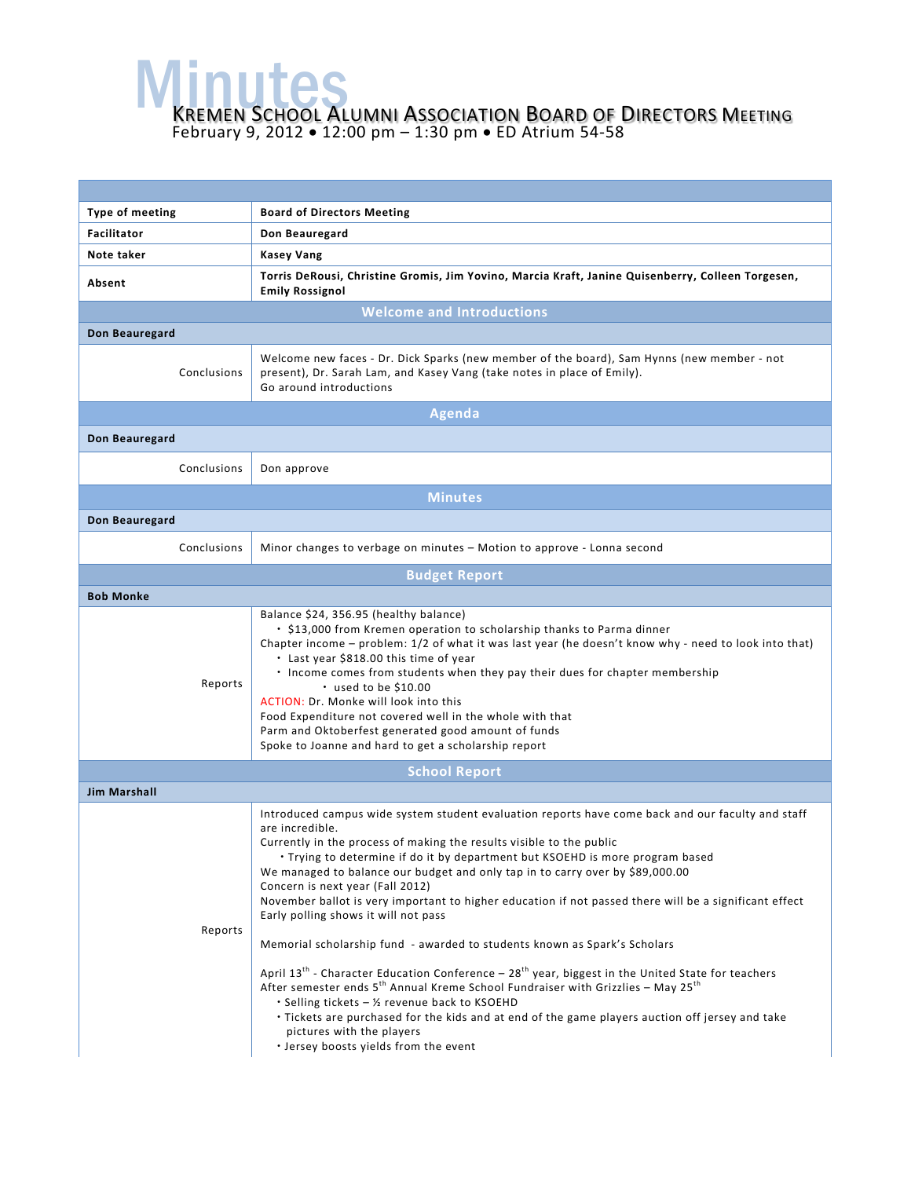# Minutes

## Kremen School Alumni Association Board of Directors Meeting

February 9, 2012 • 12:00 pm – 1:30 pm • ED Atrium 54-58

| | |
|---|---|
| **Type of meeting** | **Board of Directors Meeting** |
| **Facilitator** | **Don Beauregard** |
| **Note taker** | **Kasey Vang** |
| **Absent** | **Torris DeRousi, Christine Gromis, Jim Yovino, Marcia Kraft, Janine Quisenberry, Colleen Torgesen, Emily Rossignol** |

### Welcome and Introductions

**Don Beauregard**

| | |
|---|---|
| Conclusions | Welcome new faces - Dr. Dick Sparks (new member of the board), Sam Hynns (new member - not present), Dr. Sarah Lam, and Kasey Vang (take notes in place of Emily).<br>Go around introductions |

### Agenda

**Don Beauregard**

| | |
|---|---|
| Conclusions | Don approve |

### Minutes

**Don Beauregard**

| | |
|---|---|
| Conclusions | Minor changes to verbage on minutes – Motion to approve - Lonna second |

### Budget Report

**Bob Monke**

| | |
|---|---|
| Reports | Balance $24, 356.95 (healthy balance)<br>• $13,000 from Kremen operation to scholarship thanks to Parma dinner<br>Chapter income – problem: 1/2 of what it was last year (he doesn't know why - need to look into that)<br>• Last year $818.00 this time of year<br>• Income comes from students when they pay their dues for chapter membership<br>  • used to be $10.00<br>ACTION: Dr. Monke will look into this<br>Food Expenditure not covered well in the whole with that<br>Parm and Oktoberfest generated good amount of funds<br>Spoke to Joanne and hard to get a scholarship report |

### School Report

**Jim Marshall**

| | |
|---|---|
| Reports | Introduced campus wide system student evaluation reports have come back and our faculty and staff are incredible.<br>Currently in the process of making the results visible to the public<br>• Trying to determine if do it by department but KSOEHD is more program based<br>We managed to balance our budget and only tap in to carry over by $89,000.00<br>Concern is next year (Fall 2012)<br>November ballot is very important to higher education if not passed there will be a significant effect<br>Early polling shows it will not pass<br><br>Memorial scholarship fund - awarded to students known as Spark's Scholars<br><br>April 13th - Character Education Conference – 28th year, biggest in the United State for teachers<br>After semester ends 5th Annual Kreme School Fundraiser with Grizzlies – May 25th<br>• Selling tickets – ½ revenue back to KSOEHD<br>• Tickets are purchased for the kids and at end of the game players auction off jersey and take pictures with the players<br>• Jersey boosts yields from the event |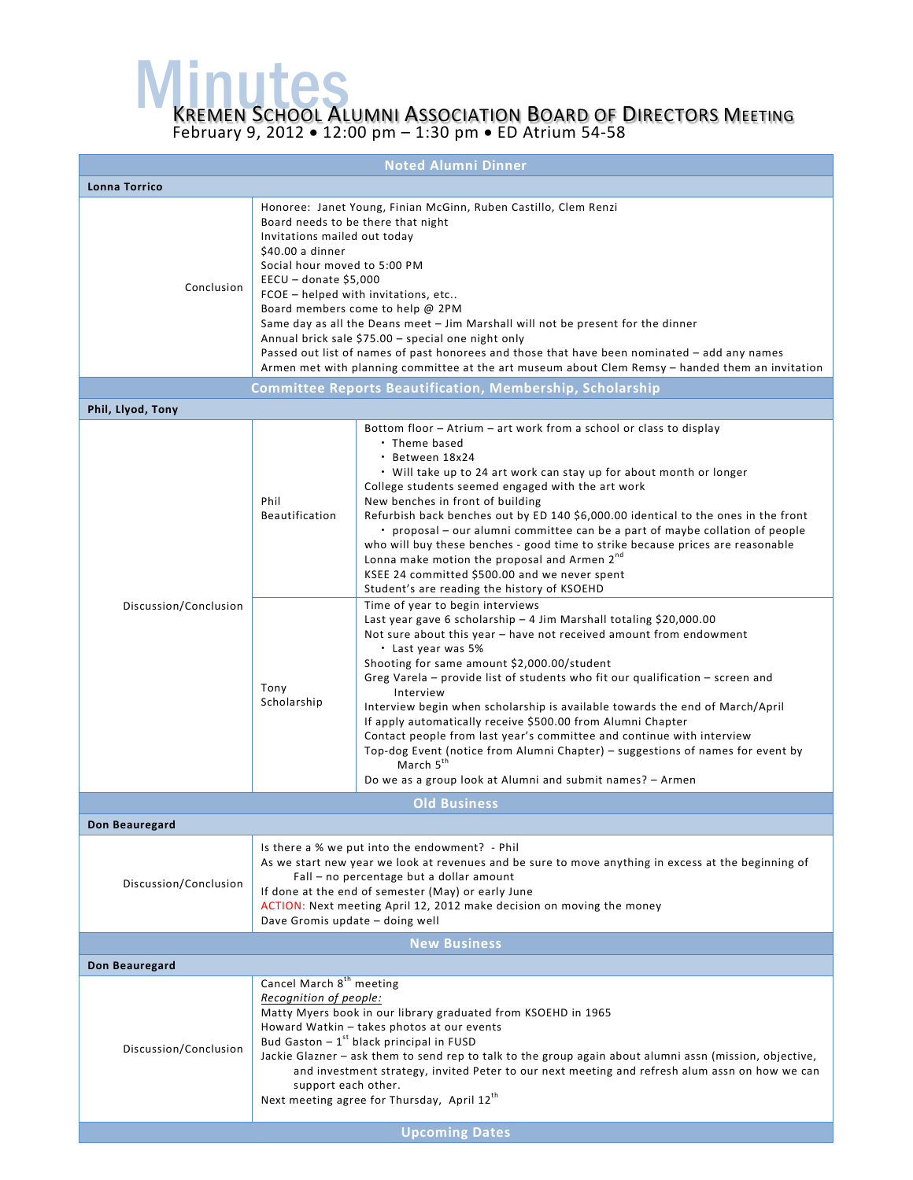# Minutes

## Kremen School Alumni Association Board of Directors Meeting

February 9, 2012 • 12:00 pm – 1:30 pm • ED Atrium 54-58

| Noted Alumni Dinner | |
|---|---|
| **Lonna Torrico** | |
| Conclusion | Honoree: Janet Young, Finian McGinn, Ruben Castillo, Clem Renzi<br>Board needs to be there that night<br>Invitations mailed out today<br>$40.00 a dinner<br>Social hour moved to 5:00 PM<br>EECU – donate $5,000<br>FCOE – helped with invitations, etc..<br>Board members come to help @ 2PM<br>Same day as all the Deans meet – Jim Marshall will not be present for the dinner<br>Annual brick sale $75.00 – special one night only<br>Passed out list of names of past honorees and those that have been nominated – add any names<br>Armen met with planning committee at the art museum about Clem Remsy – handed them an invitation |

| Committee Reports Beautification, Membership, Scholarship | | |
|---|---|---|
| **Phil, Llyod, Tony** | | |
| Discussion/Conclusion | Phil<br>Beautification | Bottom floor – Atrium – art work from a school or class to display<br>• Theme based<br>• Between 18x24<br>• Will take up to 24 art work can stay up for about month or longer<br>College students seemed engaged with the art work<br>New benches in front of building<br>Refurbish back benches out by ED 140 $6,000.00 identical to the ones in the front<br>• proposal – our alumni committee can be a part of maybe collation of people who will buy these benches - good time to strike because prices are reasonable<br>Lonna make motion the proposal and Armen 2nd<br>KSEE 24 committed $500.00 and we never spent<br>Student's are reading the history of KSOEHD |
| | Tony<br>Scholarship | Time of year to begin interviews<br>Last year gave 6 scholarship – 4 Jim Marshall totaling $20,000.00<br>Not sure about this year – have not received amount from endowment<br>• Last year was 5%<br>Shooting for same amount $2,000.00/student<br>Greg Varela – provide list of students who fit our qualification – screen and Interview<br>Interview begin when scholarship is available towards the end of March/April<br>If apply automatically receive $500.00 from Alumni Chapter<br>Contact people from last year's committee and continue with interview<br>Top-dog Event (notice from Alumni Chapter) – suggestions of names for event by March 5th<br>Do we as a group look at Alumni and submit names? – Armen |

| Old Business | |
|---|---|
| **Don Beauregard** | |
| Discussion/Conclusion | Is there a % we put into the endowment? - Phil<br>As we start new year we look at revenues and be sure to move anything in excess at the beginning of Fall – no percentage but a dollar amount<br>If done at the end of semester (May) or early June<br>ACTION: Next meeting April 12, 2012 make decision on moving the money<br>Dave Gromis update – doing well |

| New Business | |
|---|---|
| **Don Beauregard** | |
| Discussion/Conclusion | Cancel March 8th meeting<br>*Recognition of people:*<br>Matty Myers book in our library graduated from KSOEHD in 1965<br>Howard Watkin – takes photos at our events<br>Bud Gaston – 1st black principal in FUSD<br>Jackie Glazner – ask them to send rep to talk to the group again about alumni assn (mission, objective, and investment strategy, invited Peter to our next meeting and refresh alum assn on how we can support each other.<br>Next meeting agree for Thursday, April 12th |

| Upcoming Dates |
|---|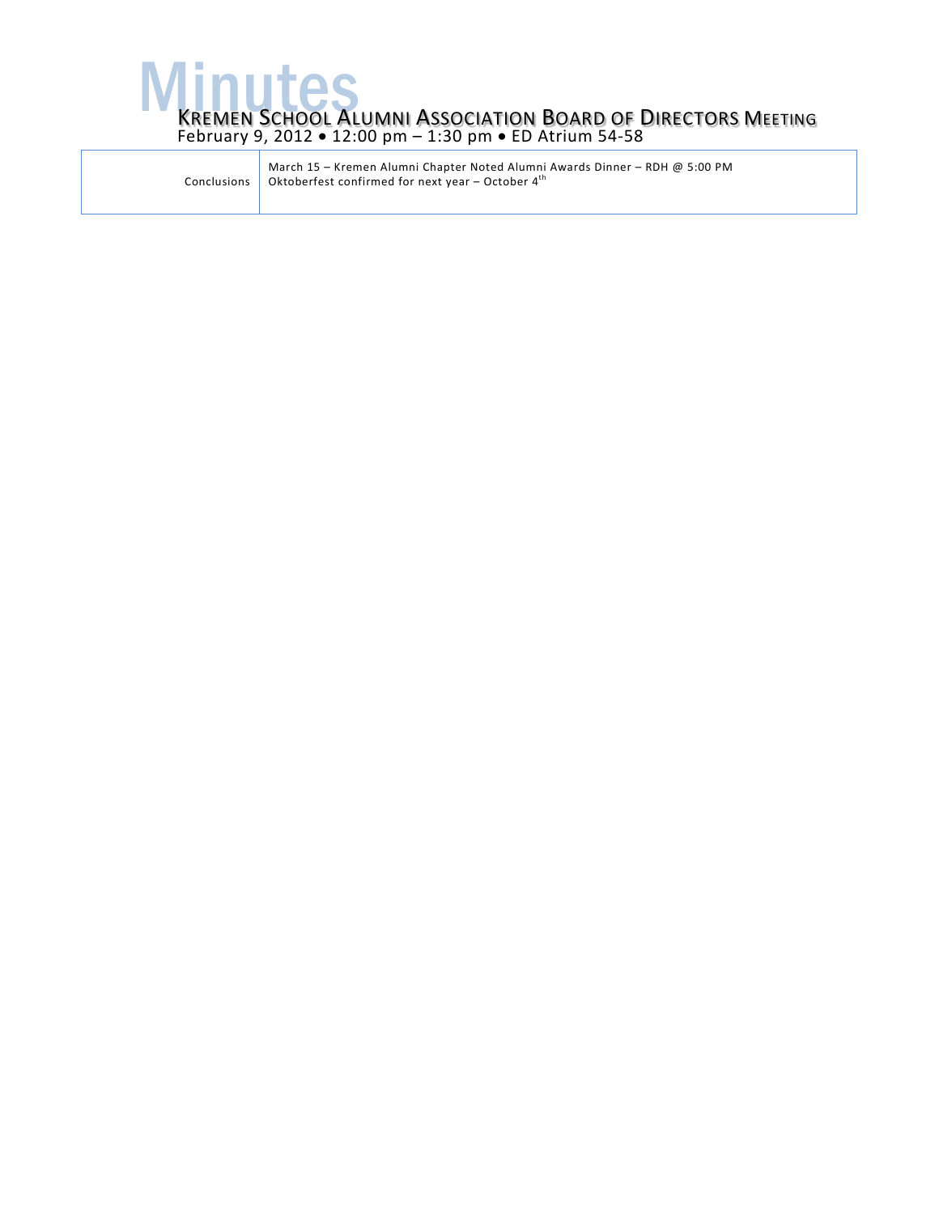| | |
|---|---|
| Conclusions | March 15 – Kremen Alumni Chapter Noted Alumni Awards Dinner – RDH @ 5:00 PM<br>Oktoberfest confirmed for next year – October 4th |